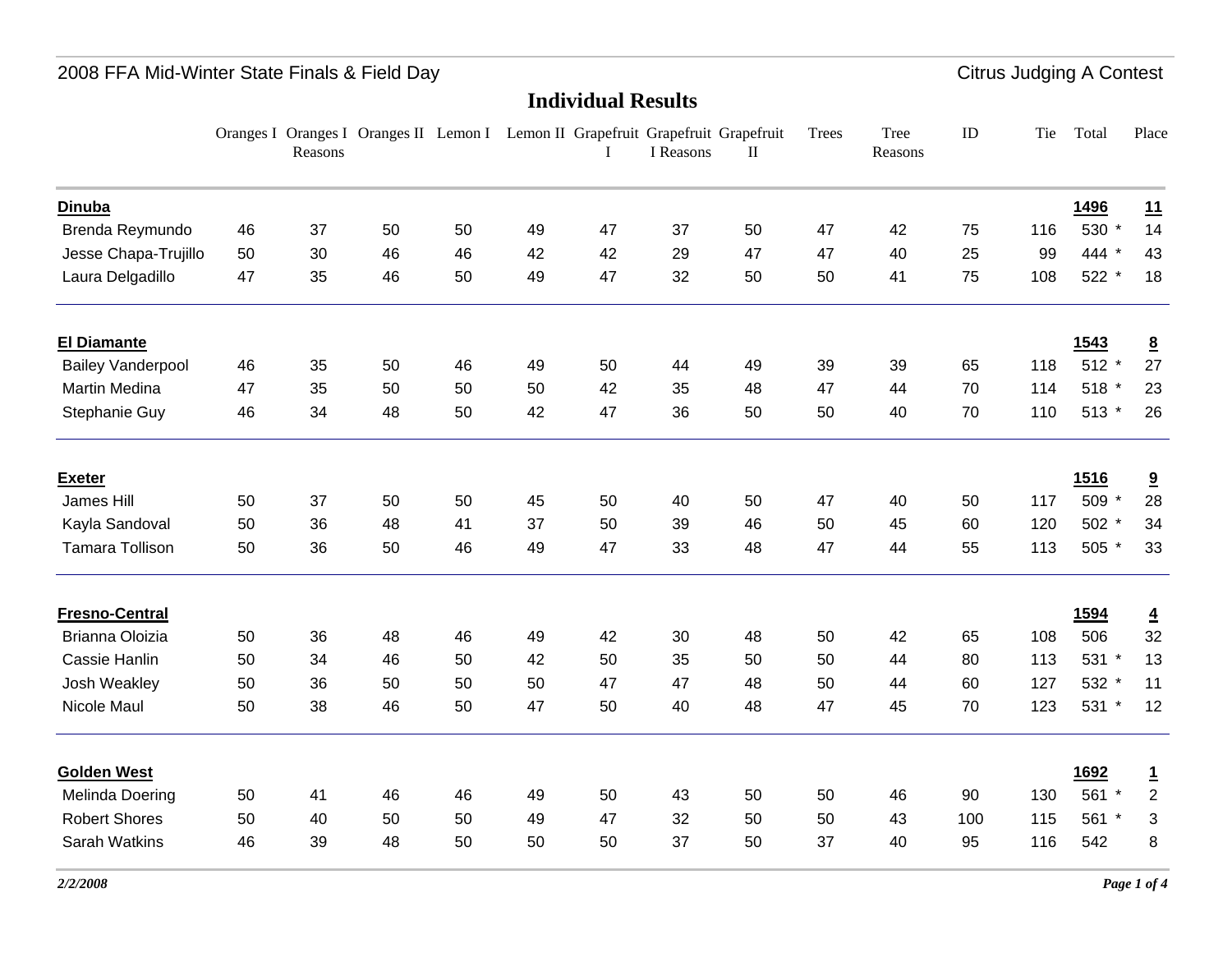# 2008 FFA Mid-Winter State Finals & Field Day

Citrus Judging A Contest

## Individual Results

| | Oranges I | Oranges I Reasons | Oranges II | Lemon I | Lemon II | Grapefruit I | Grapefruit I Reasons | Grapefruit II | Trees | Tree Reasons | ID | Tie | Total | Place |
|---|---|---|---|---|---|---|---|---|---|---|---|---|---|---|
| **Dinuba** | | | | | | | | | | | | | **1496** | **11** |
| Brenda Reymundo | 46 | 37 | 50 | 50 | 49 | 47 | 37 | 50 | 47 | 42 | 75 | 116 | 530 * | 14 |
| Jesse Chapa-Trujillo | 50 | 30 | 46 | 46 | 42 | 42 | 29 | 47 | 47 | 40 | 25 | 99 | 444 * | 43 |
| Laura Delgadillo | 47 | 35 | 46 | 50 | 49 | 47 | 32 | 50 | 50 | 41 | 75 | 108 | 522 * | 18 |
| **El Diamante** | | | | | | | | | | | | | **1543** | **8** |
| Bailey Vanderpool | 46 | 35 | 50 | 46 | 49 | 50 | 44 | 49 | 39 | 39 | 65 | 118 | 512 * | 27 |
| Martin Medina | 47 | 35 | 50 | 50 | 50 | 42 | 35 | 48 | 47 | 44 | 70 | 114 | 518 * | 23 |
| Stephanie Guy | 46 | 34 | 48 | 50 | 42 | 47 | 36 | 50 | 50 | 40 | 70 | 110 | 513 * | 26 |
| **Exeter** | | | | | | | | | | | | | **1516** | **9** |
| James Hill | 50 | 37 | 50 | 50 | 45 | 50 | 40 | 50 | 47 | 40 | 50 | 117 | 509 * | 28 |
| Kayla Sandoval | 50 | 36 | 48 | 41 | 37 | 50 | 39 | 46 | 50 | 45 | 60 | 120 | 502 * | 34 |
| Tamara Tollison | 50 | 36 | 50 | 46 | 49 | 47 | 33 | 48 | 47 | 44 | 55 | 113 | 505 * | 33 |
| **Fresno-Central** | | | | | | | | | | | | | **1594** | **4** |
| Brianna Oloizia | 50 | 36 | 48 | 46 | 49 | 42 | 30 | 48 | 50 | 42 | 65 | 108 | 506 | 32 |
| Cassie Hanlin | 50 | 34 | 46 | 50 | 42 | 50 | 35 | 50 | 50 | 44 | 80 | 113 | 531 * | 13 |
| Josh Weakley | 50 | 36 | 50 | 50 | 50 | 47 | 47 | 48 | 50 | 44 | 60 | 127 | 532 * | 11 |
| Nicole Maul | 50 | 38 | 46 | 50 | 47 | 50 | 40 | 48 | 47 | 45 | 70 | 123 | 531 * | 12 |
| **Golden West** | | | | | | | | | | | | | **1692** | **1** |
| Melinda Doering | 50 | 41 | 46 | 46 | 49 | 50 | 43 | 50 | 50 | 46 | 90 | 130 | 561 * | 2 |
| Robert Shores | 50 | 40 | 50 | 50 | 49 | 47 | 32 | 50 | 50 | 43 | 100 | 115 | 561 * | 3 |
| Sarah Watkins | 46 | 39 | 48 | 50 | 50 | 50 | 37 | 50 | 37 | 40 | 95 | 116 | 542 | 8 |

*2/2/2008*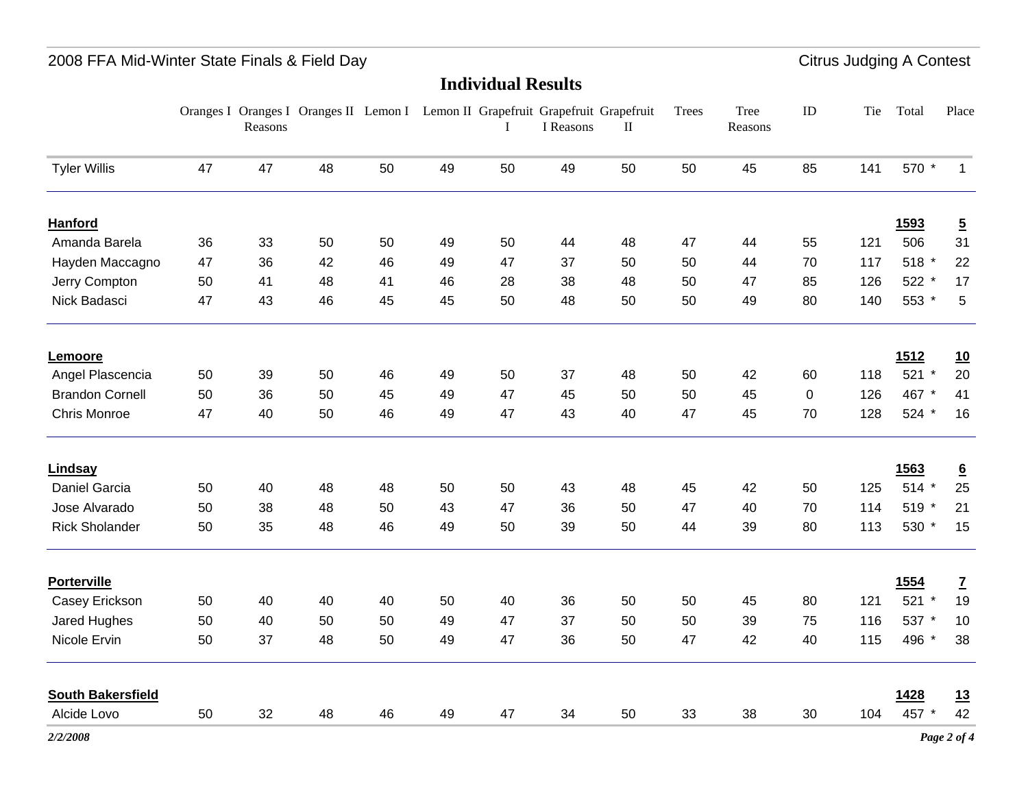## Individual Results

| | Oranges I | Oranges I Reasons | Oranges II | Lemon I | Lemon II | Grapefruit I | Grapefruit I Reasons | Grapefruit II | Trees | Tree Reasons | ID | Tie | Total | Place |
|---|---|---|---|---|---|---|---|---|---|---|---|---|---|---|
| Tyler Willis | 47 | 47 | 48 | 50 | 49 | 50 | 49 | 50 | 50 | 45 | 85 | 141 | 570 * | 1 |
| **Hanford** | | | | | | | | | | | | | **1593** | **5** |
| Amanda Barela | 36 | 33 | 50 | 50 | 49 | 50 | 44 | 48 | 47 | 44 | 55 | 121 | 506 | 31 |
| Hayden Maccagno | 47 | 36 | 42 | 46 | 49 | 47 | 37 | 50 | 50 | 44 | 70 | 117 | 518 * | 22 |
| Jerry Compton | 50 | 41 | 48 | 41 | 46 | 28 | 38 | 48 | 50 | 47 | 85 | 126 | 522 * | 17 |
| Nick Badasci | 47 | 43 | 46 | 45 | 45 | 50 | 48 | 50 | 50 | 49 | 80 | 140 | 553 * | 5 |
| **Lemoore** | | | | | | | | | | | | | **1512** | **10** |
| Angel Plascencia | 50 | 39 | 50 | 46 | 49 | 50 | 37 | 48 | 50 | 42 | 60 | 118 | 521 * | 20 |
| Brandon Cornell | 50 | 36 | 50 | 45 | 49 | 47 | 45 | 50 | 50 | 45 | 0 | 126 | 467 * | 41 |
| Chris Monroe | 47 | 40 | 50 | 46 | 49 | 47 | 43 | 40 | 47 | 45 | 70 | 128 | 524 * | 16 |
| **Lindsay** | | | | | | | | | | | | | **1563** | **6** |
| Daniel Garcia | 50 | 40 | 48 | 48 | 50 | 50 | 43 | 48 | 45 | 42 | 50 | 125 | 514 * | 25 |
| Jose Alvarado | 50 | 38 | 48 | 50 | 43 | 47 | 36 | 50 | 47 | 40 | 70 | 114 | 519 * | 21 |
| Rick Sholander | 50 | 35 | 48 | 46 | 49 | 50 | 39 | 50 | 44 | 39 | 80 | 113 | 530 * | 15 |
| **Porterville** | | | | | | | | | | | | | **1554** | **7** |
| Casey Erickson | 50 | 40 | 40 | 40 | 50 | 40 | 36 | 50 | 50 | 45 | 80 | 121 | 521 * | 19 |
| Jared Hughes | 50 | 40 | 50 | 50 | 49 | 47 | 37 | 50 | 50 | 39 | 75 | 116 | 537 * | 10 |
| Nicole Ervin | 50 | 37 | 48 | 50 | 49 | 47 | 36 | 50 | 47 | 42 | 40 | 115 | 496 * | 38 |
| **South Bakersfield** | | | | | | | | | | | | | **1428** | **13** |
| Alcide Lovo | 50 | 32 | 48 | 46 | 49 | 47 | 34 | 50 | 33 | 38 | 30 | 104 | 457 * | 42 |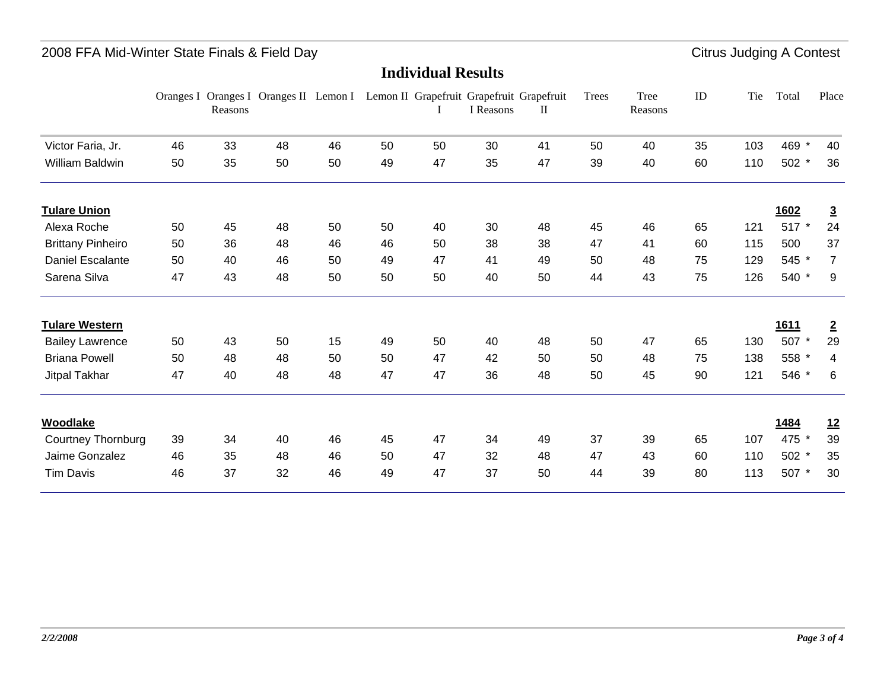## Individual Results

| | Oranges I | Oranges I Reasons | Oranges II | Lemon I | Lemon II | Grapefruit I | Grapefruit I Reasons | Grapefruit II | Trees | Tree Reasons | ID | Tie | Total | Place |
|---|---|---|---|---|---|---|---|---|---|---|---|---|---|---|
| Victor Faria, Jr. | 46 | 33 | 48 | 46 | 50 | 50 | 30 | 41 | 50 | 40 | 35 | 103 | 469 * | 40 |
| William Baldwin | 50 | 35 | 50 | 50 | 49 | 47 | 35 | 47 | 39 | 40 | 60 | 110 | 502 * | 36 |
| **Tulare Union** | | | | | | | | | | | | | **1602** | **3** |
| Alexa Roche | 50 | 45 | 48 | 50 | 50 | 40 | 30 | 48 | 45 | 46 | 65 | 121 | 517 * | 24 |
| Brittany Pinheiro | 50 | 36 | 48 | 46 | 46 | 50 | 38 | 38 | 47 | 41 | 60 | 115 | 500 | 37 |
| Daniel Escalante | 50 | 40 | 46 | 50 | 49 | 47 | 41 | 49 | 50 | 48 | 75 | 129 | 545 * | 7 |
| Sarena Silva | 47 | 43 | 48 | 50 | 50 | 50 | 40 | 50 | 44 | 43 | 75 | 126 | 540 * | 9 |
| **Tulare Western** | | | | | | | | | | | | | **1611** | **2** |
| Bailey Lawrence | 50 | 43 | 50 | 15 | 49 | 50 | 40 | 48 | 50 | 47 | 65 | 130 | 507 * | 29 |
| Briana Powell | 50 | 48 | 48 | 50 | 50 | 47 | 42 | 50 | 50 | 48 | 75 | 138 | 558 * | 4 |
| Jitpal Takhar | 47 | 40 | 48 | 48 | 47 | 47 | 36 | 48 | 50 | 45 | 90 | 121 | 546 * | 6 |
| **Woodlake** | | | | | | | | | | | | | **1484** | **12** |
| Courtney Thornburg | 39 | 34 | 40 | 46 | 45 | 47 | 34 | 49 | 37 | 39 | 65 | 107 | 475 * | 39 |
| Jaime Gonzalez | 46 | 35 | 48 | 46 | 50 | 47 | 32 | 48 | 47 | 43 | 60 | 110 | 502 * | 35 |
| Tim Davis | 46 | 37 | 32 | 46 | 49 | 47 | 37 | 50 | 44 | 39 | 80 | 113 | 507 * | 30 |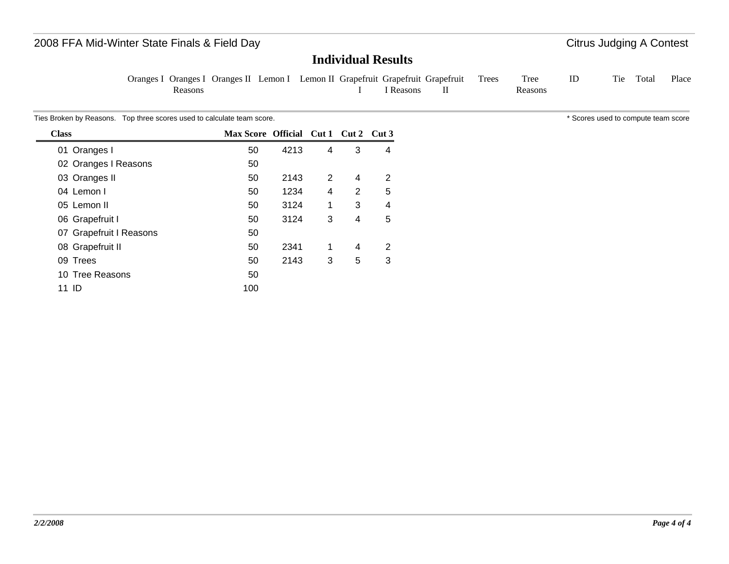## Individual Results

| Oranges I | Oranges I Reasons | Oranges II | Lemon I | Lemon II | Grapefruit I | Grapefruit I Reasons | Grapefruit II | Trees | Tree Reasons | ID | Tie | Total | Place |
|---|---|---|---|---|---|---|---|---|---|---|---|---|---|

Ties Broken by Reasons. Top three scores used to calculate team score.

\* Scores used to compute team score

| Class | Max Score | Official | Cut 1 | Cut 2 | Cut 3 |
|---|---|---|---|---|---|
| 01 Oranges I | 50 | 4213 | 4 | 3 | 4 |
| 02 Oranges I Reasons | 50 | | | | |
| 03 Oranges II | 50 | 2143 | 2 | 4 | 2 |
| 04 Lemon I | 50 | 1234 | 4 | 2 | 5 |
| 05 Lemon II | 50 | 3124 | 1 | 3 | 4 |
| 06 Grapefruit I | 50 | 3124 | 3 | 4 | 5 |
| 07 Grapefruit I Reasons | 50 | | | | |
| 08 Grapefruit II | 50 | 2341 | 1 | 4 | 2 |
| 09 Trees | 50 | 2143 | 3 | 5 | 3 |
| 10 Tree Reasons | 50 | | | | |
| 11 ID | 100 | | | | |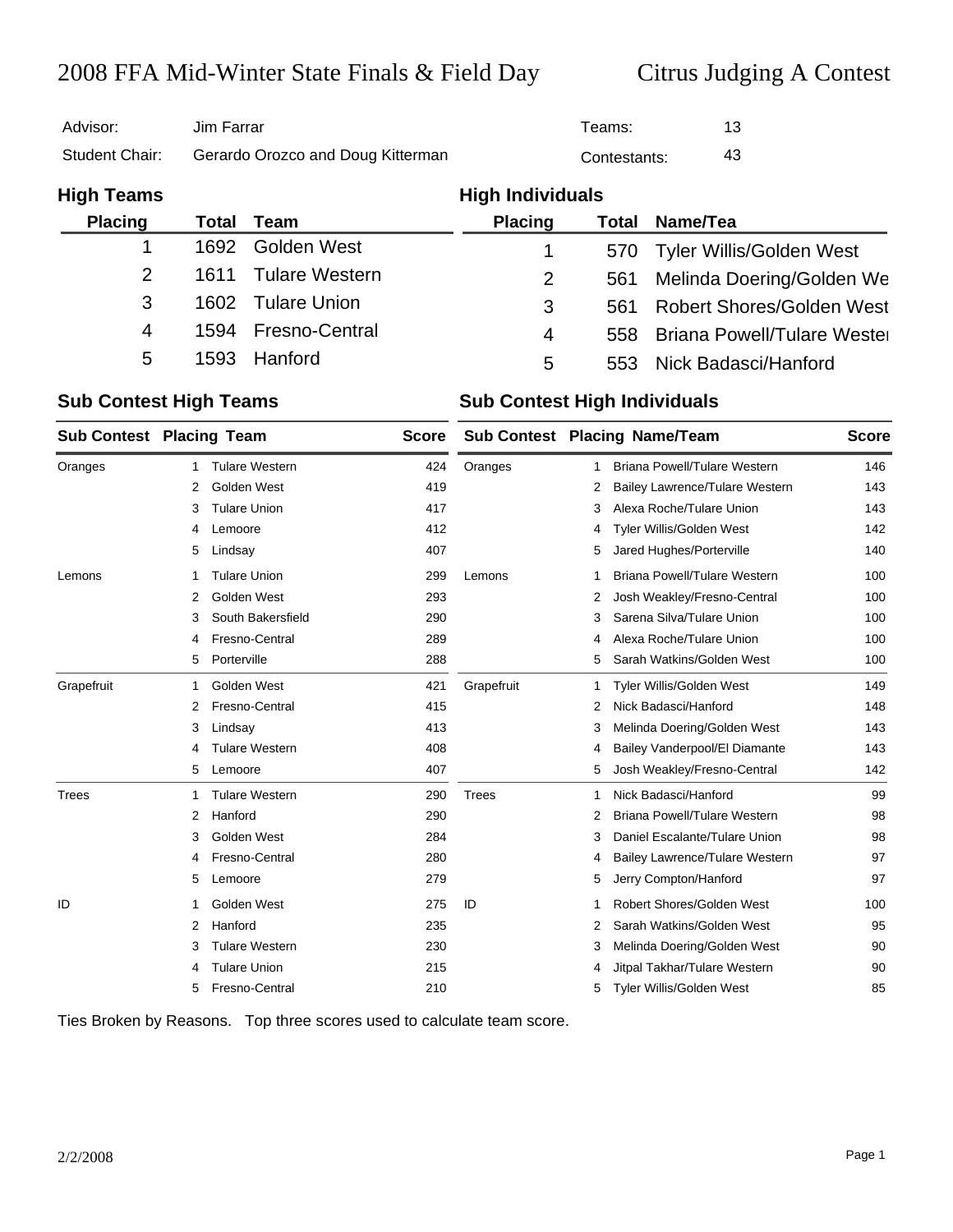# 2008 FFA Mid-Winter State Finals & Field Day — Citrus Judging A Contest

| | | | |
|---|---|---|---|
| Advisor: | Jim Farrar | Teams: | 13 |
| Student Chair: | Gerardo Orozco and Doug Kitterman | Contestants: | 43 |

## High Teams

| Placing | Total | Team |
|---|---|---|
| 1 | 1692 | Golden West |
| 2 | 1611 | Tulare Western |
| 3 | 1602 | Tulare Union |
| 4 | 1594 | Fresno-Central |
| 5 | 1593 | Hanford |

## High Individuals

| Placing | Total | Name/Tea |
|---|---|---|
| 1 | 570 | Tyler Willis/Golden West |
| 2 | 561 | Melinda Doering/Golden We |
| 3 | 561 | Robert Shores/Golden West |
| 4 | 558 | Briana Powell/Tulare Wester |
| 5 | 553 | Nick Badasci/Hanford |

## Sub Contest High Teams

| Sub Contest | Placing | Team | Score |
|---|---|---|---|
| Oranges | 1 | Tulare Western | 424 |
| | 2 | Golden West | 419 |
| | 3 | Tulare Union | 417 |
| | 4 | Lemoore | 412 |
| | 5 | Lindsay | 407 |
| Lemons | 1 | Tulare Union | 299 |
| | 2 | Golden West | 293 |
| | 3 | South Bakersfield | 290 |
| | 4 | Fresno-Central | 289 |
| | 5 | Porterville | 288 |
| Grapefruit | 1 | Golden West | 421 |
| | 2 | Fresno-Central | 415 |
| | 3 | Lindsay | 413 |
| | 4 | Tulare Western | 408 |
| | 5 | Lemoore | 407 |
| Trees | 1 | Tulare Western | 290 |
| | 2 | Hanford | 290 |
| | 3 | Golden West | 284 |
| | 4 | Fresno-Central | 280 |
| | 5 | Lemoore | 279 |
| ID | 1 | Golden West | 275 |
| | 2 | Hanford | 235 |
| | 3 | Tulare Western | 230 |
| | 4 | Tulare Union | 215 |
| | 5 | Fresno-Central | 210 |

## Sub Contest High Individuals

| Sub Contest | Placing | Name/Team | Score |
|---|---|---|---|
| Oranges | 1 | Briana Powell/Tulare Western | 146 |
| | 2 | Bailey Lawrence/Tulare Western | 143 |
| | 3 | Alexa Roche/Tulare Union | 143 |
| | 4 | Tyler Willis/Golden West | 142 |
| | 5 | Jared Hughes/Porterville | 140 |
| Lemons | 1 | Briana Powell/Tulare Western | 100 |
| | 2 | Josh Weakley/Fresno-Central | 100 |
| | 3 | Sarena Silva/Tulare Union | 100 |
| | 4 | Alexa Roche/Tulare Union | 100 |
| | 5 | Sarah Watkins/Golden West | 100 |
| Grapefruit | 1 | Tyler Willis/Golden West | 149 |
| | 2 | Nick Badasci/Hanford | 148 |
| | 3 | Melinda Doering/Golden West | 143 |
| | 4 | Bailey Vanderpool/El Diamante | 143 |
| | 5 | Josh Weakley/Fresno-Central | 142 |
| Trees | 1 | Nick Badasci/Hanford | 99 |
| | 2 | Briana Powell/Tulare Western | 98 |
| | 3 | Daniel Escalante/Tulare Union | 98 |
| | 4 | Bailey Lawrence/Tulare Western | 97 |
| | 5 | Jerry Compton/Hanford | 97 |
| ID | 1 | Robert Shores/Golden West | 100 |
| | 2 | Sarah Watkins/Golden West | 95 |
| | 3 | Melinda Doering/Golden West | 90 |
| | 4 | Jitpal Takhar/Tulare Western | 90 |
| | 5 | Tyler Willis/Golden West | 85 |

Ties Broken by Reasons. Top three scores used to calculate team score.

2/2/2008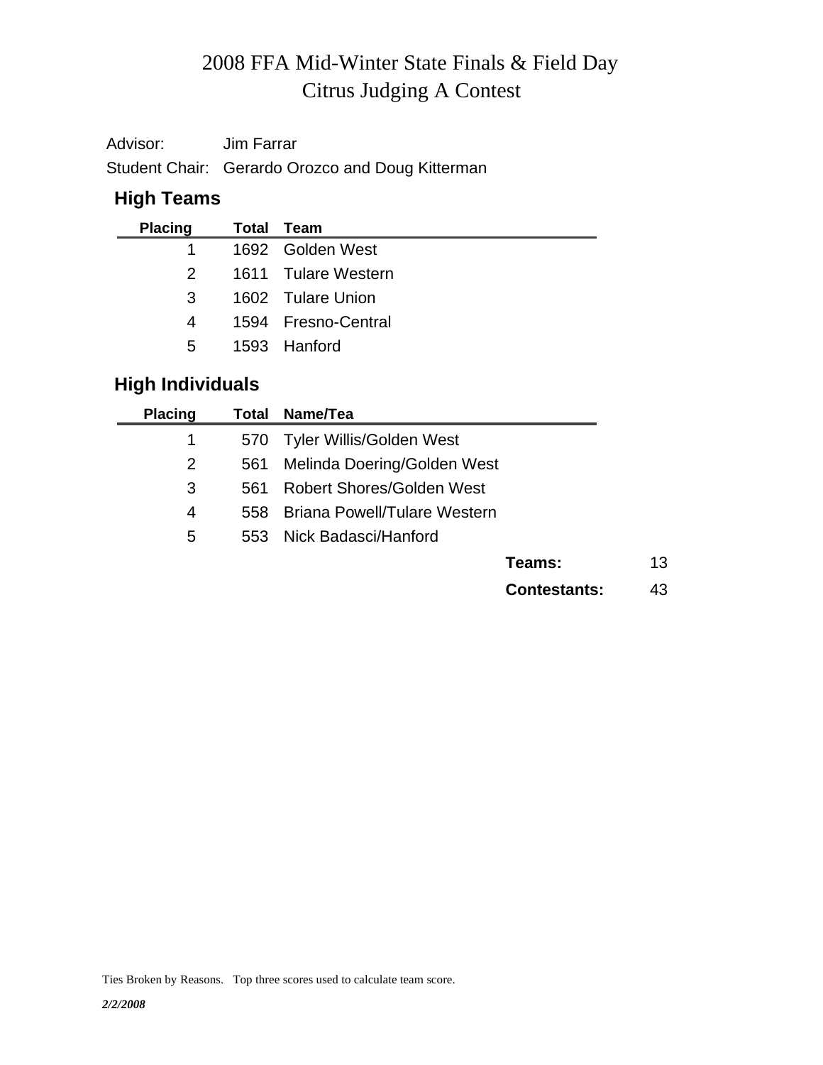# 2008 FFA Mid-Winter State Finals & Field Day
# Citrus Judging A Contest

Advisor: Jim Farrar

Student Chair: Gerardo Orozco and Doug Kitterman

## High Teams

| Placing | Total | Team |
|---|---|---|
| 1 | 1692 | Golden West |
| 2 | 1611 | Tulare Western |
| 3 | 1602 | Tulare Union |
| 4 | 1594 | Fresno-Central |
| 5 | 1593 | Hanford |

## High Individuals

| Placing | Total | Name/Tea |
|---|---|---|
| 1 | 570 | Tyler Willis/Golden West |
| 2 | 561 | Melinda Doering/Golden West |
| 3 | 561 | Robert Shores/Golden West |
| 4 | 558 | Briana Powell/Tulare Western |
| 5 | 553 | Nick Badasci/Hanford |

**Teams:** 13

**Contestants:** 43

Ties Broken by Reasons. Top three scores used to calculate team score.

*2/2/2008*